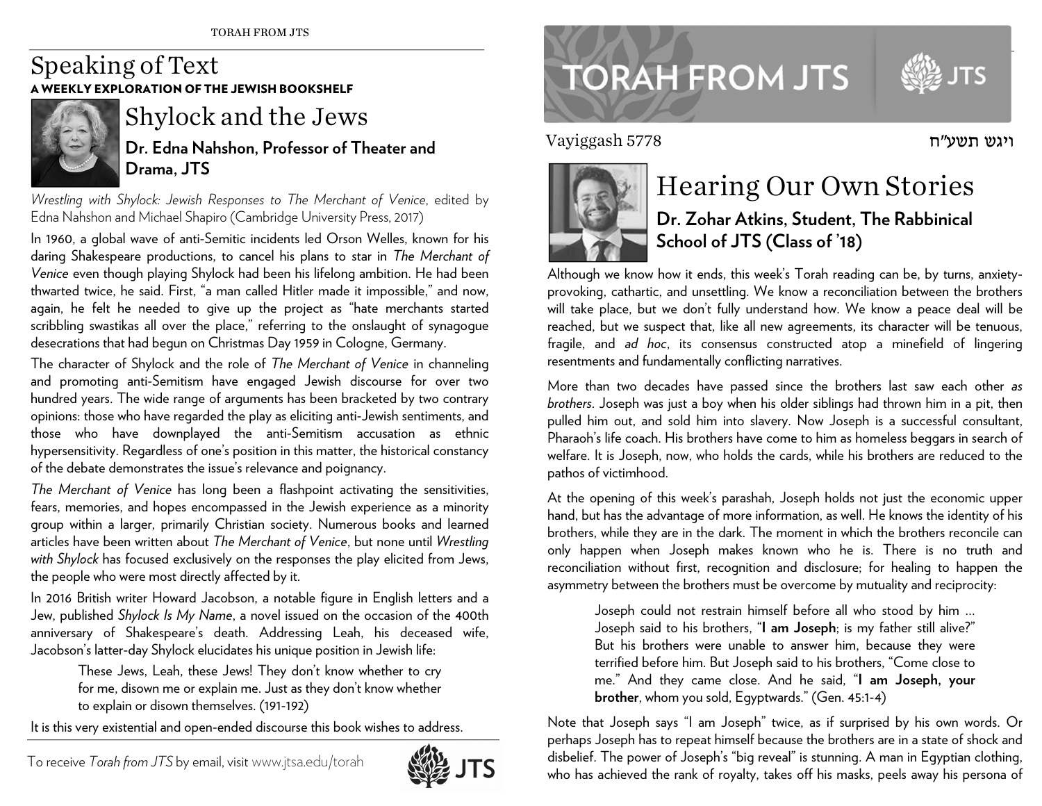# Speaking of Text

**A WEEKLY EXPLORATION OF THE JEWISH BOOKSHELF**

## Shylock and the Jews

**Dr. Edna Nahshon, Professor of Theater and Drama, JTS**

*Wrestling with Shylock: Jewish Responses to The Merchant of Venice*, edited by Edna Nahshon and Michael Shapiro (Cambridge University Press, 2017)

In 1960, a global wave of anti-Semitic incidents led Orson Welles, known for his daring Shakespeare productions, to cancel his plans to star in *The Merchant of Venice* even though playing Shylock had been his lifelong ambition. He had been thwarted twice, he said. First, "a man called Hitler made it impossible," and now, again, he felt he needed to give up the project as "hate merchants started scribbling swastikas all over the place," referring to the onslaught of synagogue desecrations that had begun on Christmas Day 1959 in Cologne, Germany.

The character of Shylock and the role of *The Merchant of Venice* in channeling and promoting anti-Semitism have engaged Jewish discourse for over two hundred years. The wide range of arguments has been bracketed by two contrary opinions: those who have regarded the play as eliciting anti-Jewish sentiments, and those who have downplayed the anti-Semitism accusation as ethnic hypersensitivity. Regardless of one's position in this matter, the historical constancy of the debate demonstrates the issue's relevance and poignancy.

*The Merchant of Venice* has long been a flashpoint activating the sensitivities, fears, memories, and hopes encompassed in the Jewish experience as a minority group within a larger, primarily Christian society. Numerous books and learned articles have been written about *The Merchant of Venice*, but none until *Wrestling with Shylock* has focused exclusively on the responses the play elicited from Jews, the people who were most directly affected by it.

In 2016 British writer Howard Jacobson, a notable figure in English letters and a Jew, published *Shylock Is My Name*, a novel issued on the occasion of the 400th anniversary of Shakespeare's death. Addressing Leah, his deceased wife, Jacobson's latter-day Shylock elucidates his unique position in Jewish life:

> These Jews, Leah, these Jews! They don't know whether to cry for me, disown me or explain me. Just as they don't know whether to explain or disown themselves. (191-192)

It is this very existential and open-ended discourse this book wishes to address.

To receive *Torah from JTS* by email, visit www.jtsa.edu/torah

# TORAH FROM JTS

Vayiggash 5778 ויגש תשע״ח

## Hearing Our Own Stories

**Dr. Zohar Atkins, Student, The Rabbinical School of JTS (Class of '18)**

Although we know how it ends, this week's Torah reading can be, by turns, anxiety-provoking, cathartic, and unsettling. We know a reconciliation between the brothers will take place, but we don't fully understand how. We know a peace deal will be reached, but we suspect that, like all new agreements, its character will be tenuous, fragile, and *ad hoc*, its consensus constructed atop a minefield of lingering resentments and fundamentally conflicting narratives.

More than two decades have passed since the brothers last saw each other *as brothers*. Joseph was just a boy when his older siblings had thrown him in a pit, then pulled him out, and sold him into slavery. Now Joseph is a successful consultant, Pharaoh's life coach. His brothers have come to him as homeless beggars in search of welfare. It is Joseph, now, who holds the cards, while his brothers are reduced to the pathos of victimhood.

At the opening of this week's parashah, Joseph holds not just the economic upper hand, but has the advantage of more information, as well. He knows the identity of his brothers, while they are in the dark. The moment in which the brothers reconcile can only happen when Joseph makes known who he is. There is no truth and reconciliation without first, recognition and disclosure; for healing to happen the asymmetry between the brothers must be overcome by mutuality and reciprocity:

> Joseph could not restrain himself before all who stood by him … Joseph said to his brothers, "**I am Joseph**; is my father still alive?" But his brothers were unable to answer him, because they were terrified before him. But Joseph said to his brothers, "Come close to me." And they came close. And he said, "**I am Joseph, your brother**, whom you sold, Egyptwards." (Gen. 45:1-4)

Note that Joseph says "I am Joseph" twice, as if surprised by his own words. Or perhaps Joseph has to repeat himself because the brothers are in a state of shock and disbelief. The power of Joseph's "big reveal" is stunning. A man in Egyptian clothing, who has achieved the rank of royalty, takes off his masks, peels away his persona of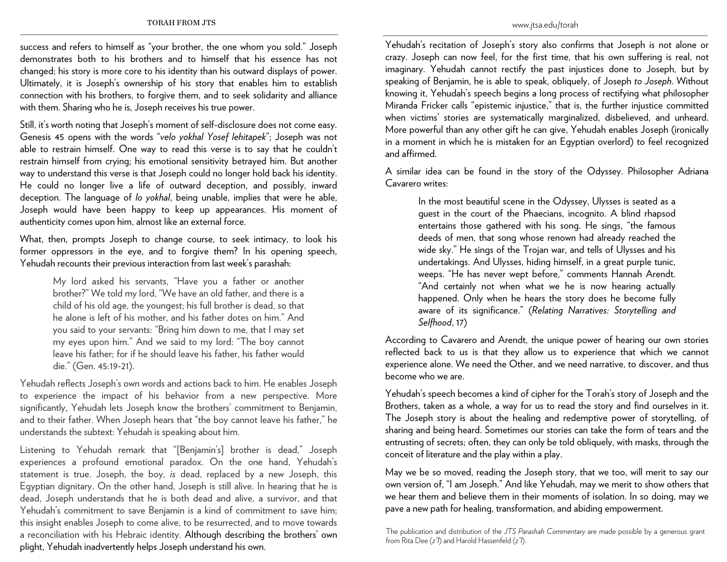success and refers to himself as "your brother, the one whom you sold." Joseph demonstrates both to his brothers and to himself that his essence has not changed; his story is more core to his identity than his outward displays of power. Ultimately, it is Joseph's ownership of his story that enables him to establish connection with his brothers, to forgive them, and to seek solidarity and alliance with them. Sharing who he is, Joseph receives his true power.

Still, it's worth noting that Joseph's moment of self-disclosure does not come easy. Genesis 45 opens with the words "*velo yokhal Yosef lehitapek*"; Joseph was not able to restrain himself. One way to read this verse is to say that he couldn't restrain himself from crying; his emotional sensitivity betrayed him. But another way to understand this verse is that Joseph could no longer hold back his identity. He could no longer live a life of outward deception, and possibly, inward deception. The language of *lo yokhal*, being unable, implies that were he able, Joseph would have been happy to keep up appearances. His moment of authenticity comes upon him, almost like an external force.

What, then, prompts Joseph to change course, to seek intimacy, to look his former oppressors in the eye, and to forgive them? In his opening speech, Yehudah recounts their previous interaction from last week's parashah:

> My lord asked his servants, "Have you a father or another brother?" We told my lord, "We have an old father, and there is a child of his old age, the youngest; his full brother is dead, so that he alone is left of his mother, and his father dotes on him." And you said to your servants: "Bring him down to me, that I may set my eyes upon him." And we said to my lord: "The boy cannot leave his father; for if he should leave his father, his father would die." (Gen. 45:19-21).

Yehudah reflects Joseph's own words and actions back to him. He enables Joseph to experience the impact of his behavior from a new perspective. More significantly, Yehudah lets Joseph know the brothers' commitment to Benjamin, and to their father. When Joseph hears that "the boy cannot leave his father," he understands the subtext: Yehudah is speaking about him.

Listening to Yehudah remark that "[Benjamin's] brother is dead," Joseph experiences a profound emotional paradox. On the one hand, Yehudah's statement is true. Joseph, the boy, *is* dead, replaced by a new Joseph, this Egyptian dignitary. On the other hand, Joseph is still alive. In hearing that he is dead, Joseph understands that he is both dead and alive, a survivor, and that Yehudah's commitment to save Benjamin is a kind of commitment to save him; this insight enables Joseph to come alive, to be resurrected, and to move towards a reconciliation with his Hebraic identity. Although describing the brothers' own plight, Yehudah inadvertently helps Joseph understand his own.

Yehudah's recitation of Joseph's story also confirms that Joseph is not alone or crazy. Joseph can now feel, for the first time, that his own suffering is real, not imaginary. Yehudah cannot rectify the past injustices done to Joseph, but by speaking of Benjamin, he is able to speak, obliquely, of Joseph *to Joseph*. Without knowing it, Yehudah's speech begins a long process of rectifying what philosopher Miranda Fricker calls "epistemic injustice," that is, the further injustice committed when victims' stories are systematically marginalized, disbelieved, and unheard. More powerful than any other gift he can give, Yehudah enables Joseph (ironically in a moment in which he is mistaken for an Egyptian overlord) to feel recognized and affirmed.

A similar idea can be found in the story of the Odyssey. Philosopher Adriana Cavarero writes:

> In the most beautiful scene in the Odyssey, Ulysses is seated as a guest in the court of the Phaecians, incognito. A blind rhapsod entertains those gathered with his song. He sings, "the famous deeds of men, that song whose renown had already reached the wide sky." He sings of the Trojan war, and tells of Ulysses and his undertakings. And Ulysses, hiding himself, in a great purple tunic, weeps. "He has never wept before," comments Hannah Arendt. "And certainly not when what we he is now hearing actually happened. Only when he hears the story does he become fully aware of its significance." (*Relating Narratives: Storytelling and Selfhood*, 17)

According to Cavarero and Arendt, the unique power of hearing our own stories reflected back to us is that they allow us to experience that which we cannot experience alone. We need the Other, and we need narrative, to discover, and thus become who we are.

Yehudah's speech becomes a kind of cipher for the Torah's story of Joseph and the Brothers, taken as a whole, a way for us to read the story and find ourselves in it. The Joseph story is about the healing and redemptive power of storytelling, of sharing and being heard. Sometimes our stories can take the form of tears and the entrusting of secrets; often, they can only be told obliquely, with masks, through the conceit of literature and the play within a play.

May we be so moved, reading the Joseph story, that we too, will merit to say our own version of, "I am Joseph." And like Yehudah, may we merit to show others that we hear them and believe them in their moments of isolation. In so doing, may we pave a new path for healing, transformation, and abiding empowerment.

The publication and distribution of the *JTS Parashah Commentary* are made possible by a generous grant from Rita Dee (*z"l*) and Harold Hassenfeld (*z"l*).